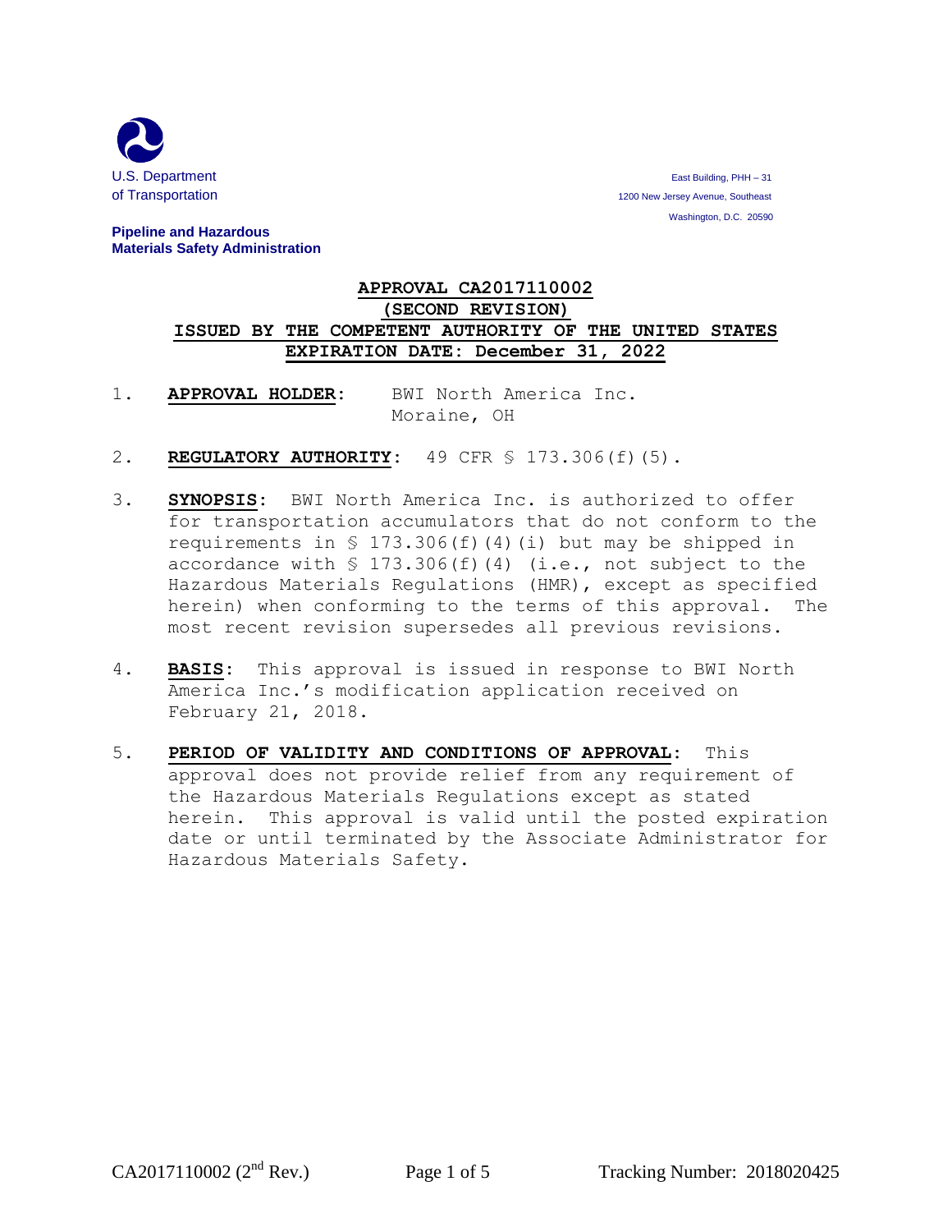U.S. Department of Transportation

**Pipeline and Hazardous Materials Safety Administration**

East Building, PHH – 31
1200 New Jersey Avenue, Southeast
Washington, D.C. 20590

**APPROVAL CA2017110002**
**(SECOND REVISION)**
**ISSUED BY THE COMPETENT AUTHORITY OF THE UNITED STATES**
**EXPIRATION DATE: December 31, 2022**

1. **APPROVAL HOLDER:** BWI North America Inc.
   Moraine, OH

2. **REGULATORY AUTHORITY:** 49 CFR § 173.306(f)(5).

3. **SYNOPSIS:** BWI North America Inc. is authorized to offer for transportation accumulators that do not conform to the requirements in § 173.306(f)(4)(i) but may be shipped in accordance with § 173.306(f)(4) (i.e., not subject to the Hazardous Materials Regulations (HMR), except as specified herein) when conforming to the terms of this approval. The most recent revision supersedes all previous revisions.

4. **BASIS:** This approval is issued in response to BWI North America Inc.'s modification application received on February 21, 2018.

5. **PERIOD OF VALIDITY AND CONDITIONS OF APPROVAL:** This approval does not provide relief from any requirement of the Hazardous Materials Regulations except as stated herein. This approval is valid until the posted expiration date or until terminated by the Associate Administrator for Hazardous Materials Safety.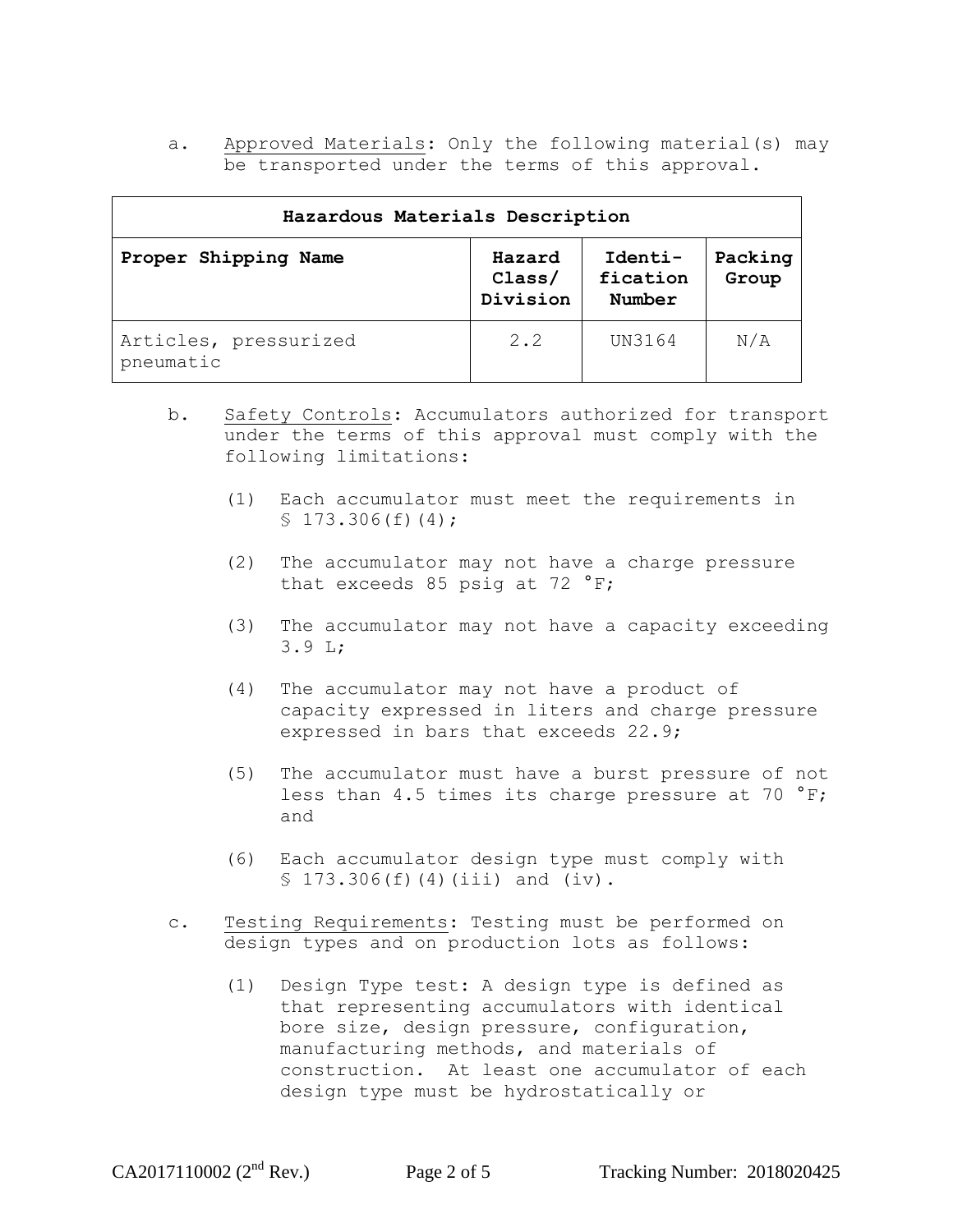a. Approved Materials: Only the following material(s) may be transported under the terms of this approval.

| Hazardous Materials Description | | | |
|---|---|---|---|
| **Proper Shipping Name** | **Hazard Class/ Division** | **Identi-fication Number** | **Packing Group** |
| Articles, pressurized pneumatic | 2.2 | UN3164 | N/A |

b. Safety Controls: Accumulators authorized for transport under the terms of this approval must comply with the following limitations:

(1) Each accumulator must meet the requirements in § 173.306(f)(4);

(2) The accumulator may not have a charge pressure that exceeds 85 psig at 72 °F;

(3) The accumulator may not have a capacity exceeding 3.9 L;

(4) The accumulator may not have a product of capacity expressed in liters and charge pressure expressed in bars that exceeds 22.9;

(5) The accumulator must have a burst pressure of not less than 4.5 times its charge pressure at 70 °F; and

(6) Each accumulator design type must comply with § 173.306(f)(4)(iii) and (iv).

c. Testing Requirements: Testing must be performed on design types and on production lots as follows:

(1) Design Type test: A design type is defined as that representing accumulators with identical bore size, design pressure, configuration, manufacturing methods, and materials of construction. At least one accumulator of each design type must be hydrostatically or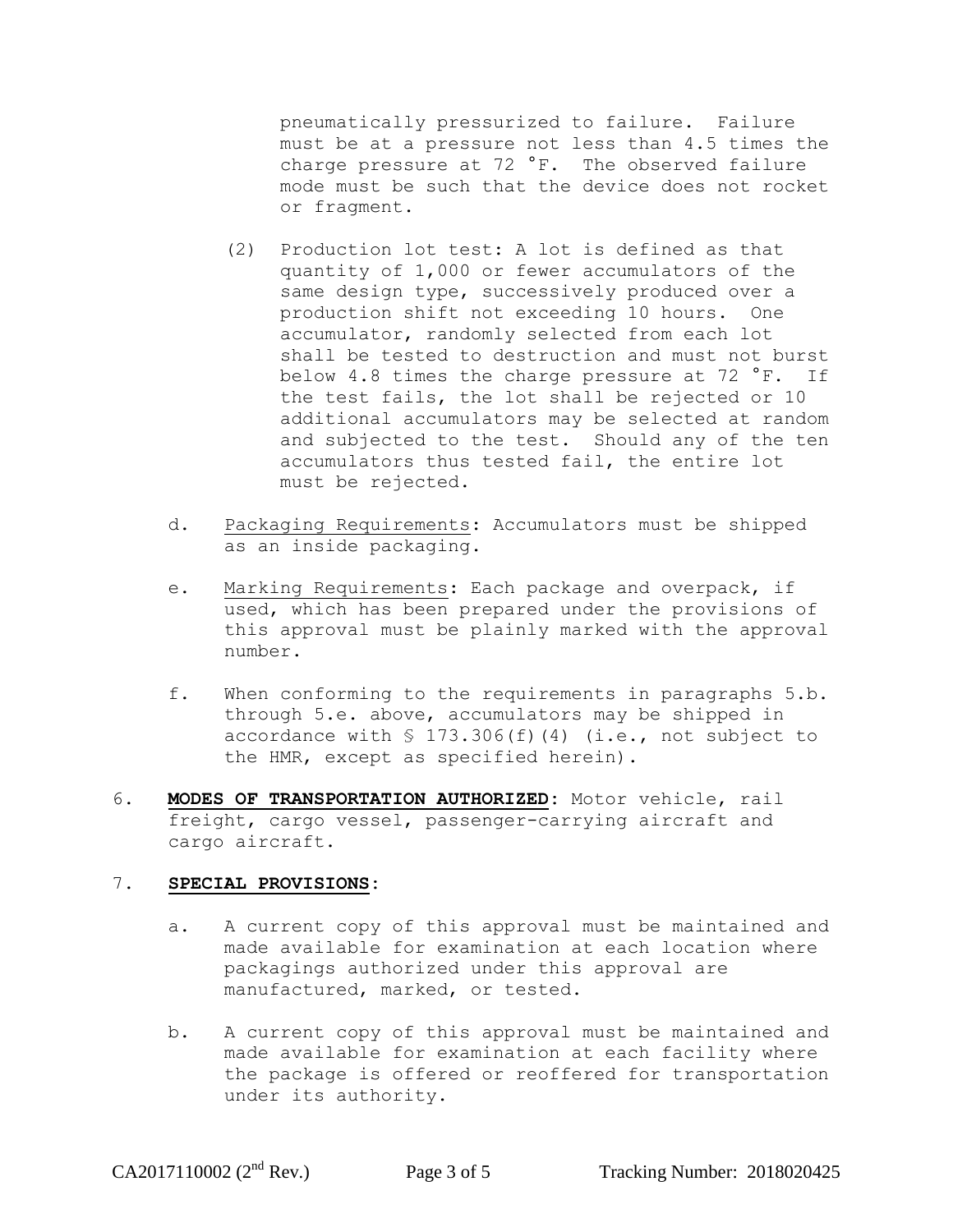pneumatically pressurized to failure. Failure must be at a pressure not less than 4.5 times the charge pressure at 72 °F. The observed failure mode must be such that the device does not rocket or fragment.

(2) Production lot test: A lot is defined as that quantity of 1,000 or fewer accumulators of the same design type, successively produced over a production shift not exceeding 10 hours. One accumulator, randomly selected from each lot shall be tested to destruction and must not burst below 4.8 times the charge pressure at 72 °F. If the test fails, the lot shall be rejected or 10 additional accumulators may be selected at random and subjected to the test. Should any of the ten accumulators thus tested fail, the entire lot must be rejected.

d. Packaging Requirements: Accumulators must be shipped as an inside packaging.

e. Marking Requirements: Each package and overpack, if used, which has been prepared under the provisions of this approval must be plainly marked with the approval number.

f. When conforming to the requirements in paragraphs 5.b. through 5.e. above, accumulators may be shipped in accordance with § 173.306(f)(4) (i.e., not subject to the HMR, except as specified herein).

6. **MODES OF TRANSPORTATION AUTHORIZED**: Motor vehicle, rail freight, cargo vessel, passenger-carrying aircraft and cargo aircraft.

7. **SPECIAL PROVISIONS**:

a. A current copy of this approval must be maintained and made available for examination at each location where packagings authorized under this approval are manufactured, marked, or tested.

b. A current copy of this approval must be maintained and made available for examination at each facility where the package is offered or reoffered for transportation under its authority.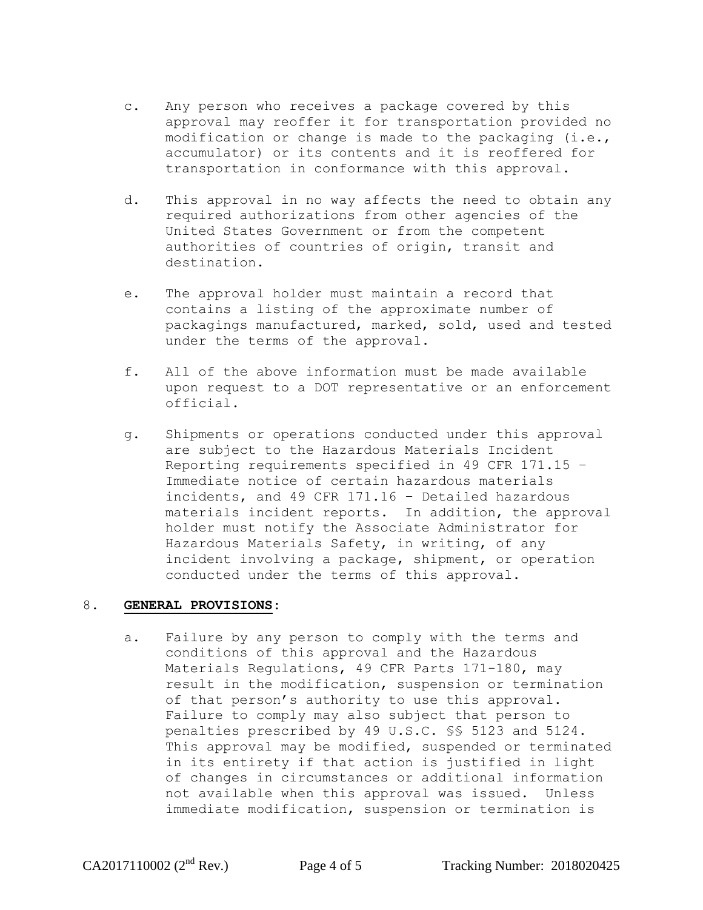c. Any person who receives a package covered by this approval may reoffer it for transportation provided no modification or change is made to the packaging (i.e., accumulator) or its contents and it is reoffered for transportation in conformance with this approval.

d. This approval in no way affects the need to obtain any required authorizations from other agencies of the United States Government or from the competent authorities of countries of origin, transit and destination.

e. The approval holder must maintain a record that contains a listing of the approximate number of packagings manufactured, marked, sold, used and tested under the terms of the approval.

f. All of the above information must be made available upon request to a DOT representative or an enforcement official.

g. Shipments or operations conducted under this approval are subject to the Hazardous Materials Incident Reporting requirements specified in 49 CFR 171.15 – Immediate notice of certain hazardous materials incidents, and 49 CFR 171.16 – Detailed hazardous materials incident reports. In addition, the approval holder must notify the Associate Administrator for Hazardous Materials Safety, in writing, of any incident involving a package, shipment, or operation conducted under the terms of this approval.

8. **GENERAL PROVISIONS:**

a. Failure by any person to comply with the terms and conditions of this approval and the Hazardous Materials Regulations, 49 CFR Parts 171-180, may result in the modification, suspension or termination of that person's authority to use this approval. Failure to comply may also subject that person to penalties prescribed by 49 U.S.C. §§ 5123 and 5124. This approval may be modified, suspended or terminated in its entirety if that action is justified in light of changes in circumstances or additional information not available when this approval was issued. Unless immediate modification, suspension or termination is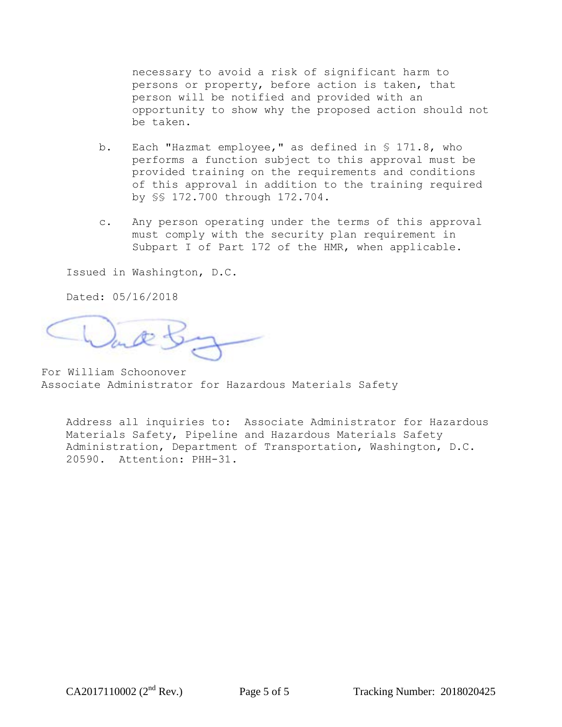necessary to avoid a risk of significant harm to persons or property, before action is taken, that person will be notified and provided with an opportunity to show why the proposed action should not be taken.

b. Each "Hazmat employee," as defined in § 171.8, who performs a function subject to this approval must be provided training on the requirements and conditions of this approval in addition to the training required by §§ 172.700 through 172.704.

c. Any person operating under the terms of this approval must comply with the security plan requirement in Subpart I of Part 172 of the HMR, when applicable.

Issued in Washington, D.C.

Dated: 05/16/2018

For William Schoonover
Associate Administrator for Hazardous Materials Safety

Address all inquiries to: Associate Administrator for Hazardous Materials Safety, Pipeline and Hazardous Materials Safety Administration, Department of Transportation, Washington, D.C. 20590. Attention: PHH-31.

CA2017110002 (2nd Rev.) Tracking Number: 2018020425